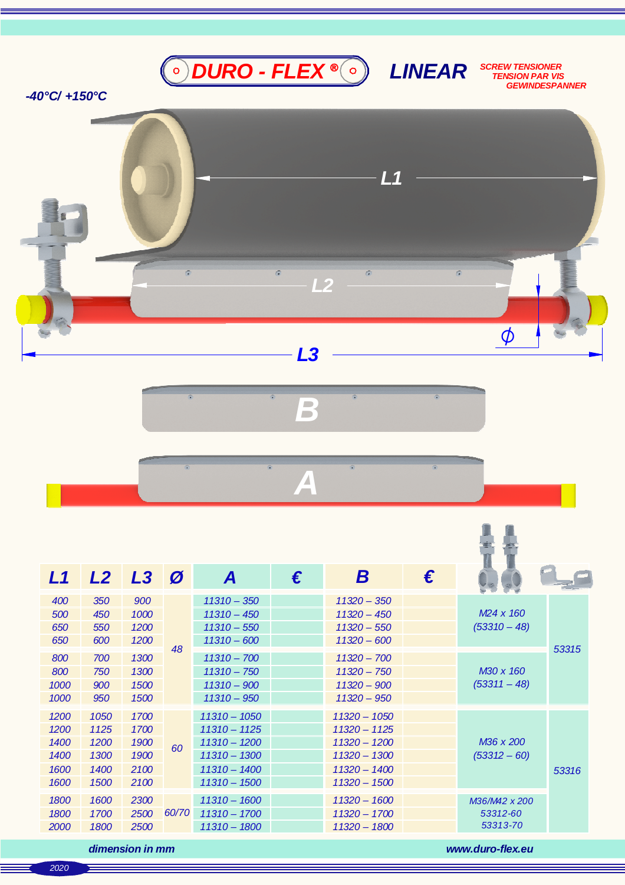# DURO - FLEX ® LINEAR

SCREW TENSIONER
TENSION PAR VIS
GEWINDESPANNER

-40°C/ +150°C

L1

L2

L3

ϕ

B

A

| L1 | L2 | L3 | Ø | A | € | B | € | | |
|---|---|---|---|---|---|---|---|---|---|
| 400 | 350 | 900 | 48 | 11310 – 350 | | 11320 – 350 | | M24 x 160 (53310 – 48) | 53315 |
| 500 | 450 | 1000 | | 11310 – 450 | | 11320 – 450 | | | |
| 650 | 550 | 1200 | | 11310 – 550 | | 11320 – 550 | | | |
| 650 | 600 | 1200 | | 11310 – 600 | | 11320 – 600 | | | |
| 800 | 700 | 1300 | | 11310 – 700 | | 11320 – 700 | | M30 x 160 (53311 – 48) | |
| 800 | 750 | 1300 | | 11310 – 750 | | 11320 – 750 | | | |
| 1000 | 900 | 1500 | | 11310 – 900 | | 11320 – 900 | | | |
| 1000 | 950 | 1500 | | 11310 – 950 | | 11320 – 950 | | | |
| 1200 | 1050 | 1700 | 60 | 11310 – 1050 | | 11320 – 1050 | | M36 x 200 (53312 – 60) | 53316 |
| 1200 | 1125 | 1700 | | 11310 – 1125 | | 11320 – 1125 | | | |
| 1400 | 1200 | 1900 | | 11310 – 1200 | | 11320 – 1200 | | | |
| 1400 | 1300 | 1900 | | 11310 – 1300 | | 11320 – 1300 | | | |
| 1600 | 1400 | 2100 | | 11310 – 1400 | | 11320 – 1400 | | | |
| 1600 | 1500 | 2100 | | 11310 – 1500 | | 11320 – 1500 | | | |
| 1800 | 1600 | 2300 | 60/70 | 11310 – 1600 | | 11320 – 1600 | | M36/M42 x 200 53312-60 53313-70 | |
| 1800 | 1700 | 2500 | | 11310 – 1700 | | 11320 – 1700 | | | |
| 2000 | 1800 | 2500 | | 11310 – 1800 | | 11320 – 1800 | | | |

dimension in mm

www.duro-flex.eu

2020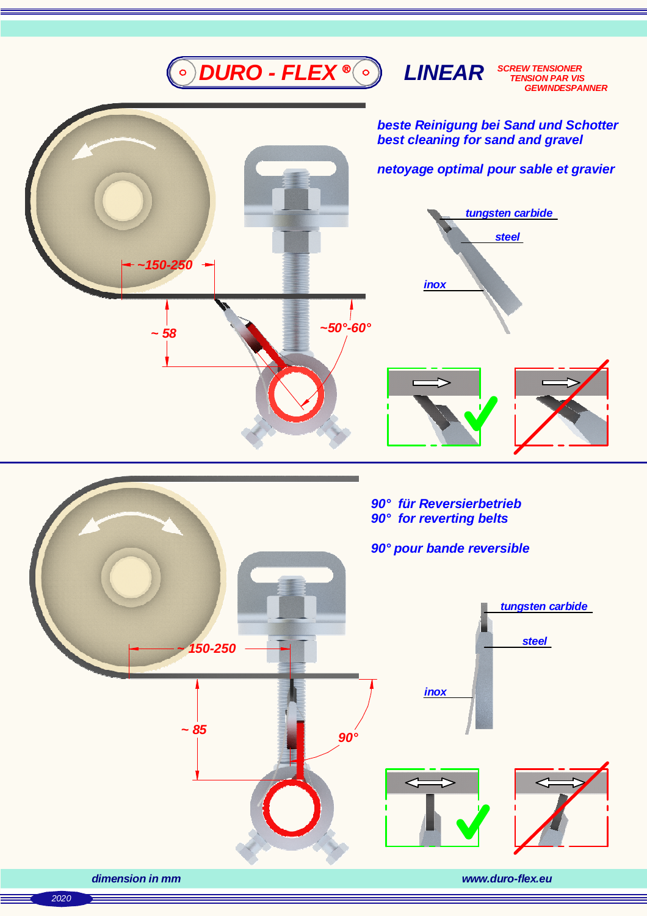# DURO - FLEX ® LINEAR

SCREW TENSIONER
TENSION PAR VIS
GEWINDESPANNER

~150-250

~ 58

~50°-60°

*beste Reinigung bei Sand und Schotter*
*best cleaning for sand and gravel*

*netoyage optimal pour sable et gravier*

tungsten carbide

steel

inox

~ 150-250

~ 85

90°

*90° für Reversierbetrieb*
*90° for reverting belts*

*90° pour bande reversible*

tungsten carbide

steel

inox

*dimension in mm*

*www.duro-flex.eu*